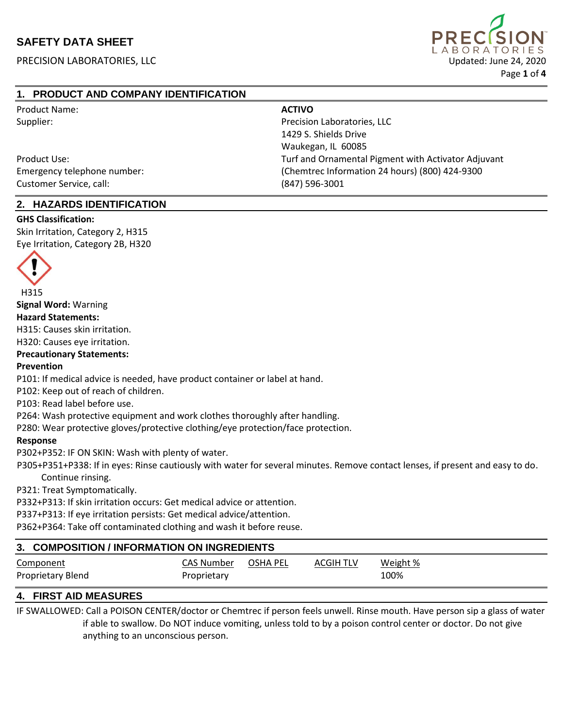# SAFETY DATA SHEET

PRECISION LABORATORIES, LLC

Updated: June 24, 2020

## 1. PRODUCT AND COMPANY IDENTIFICATION

| | |
|---|---|
| Product Name: | **ACTIVO** |
| Supplier: | Precision Laboratories, LLC<br>1429 S. Shields Drive<br>Waukegan, IL 60085 |
| Product Use: | Turf and Ornamental Pigment with Activator Adjuvant |
| Emergency telephone number: | (Chemtrec Information 24 hours) (800) 424-9300 |
| Customer Service, call: | (847) 596-3001 |

## 2. HAZARDS IDENTIFICATION

**GHS Classification:**

Skin Irritation, Category 2, H315

Eye Irritation, Category 2B, H320

H315

**Signal Word:** Warning

**Hazard Statements:**

H315: Causes skin irritation.

H320: Causes eye irritation.

**Precautionary Statements:**

**Prevention**

P101: If medical advice is needed, have product container or label at hand.

P102: Keep out of reach of children.

P103: Read label before use.

P264: Wash protective equipment and work clothes thoroughly after handling.

P280: Wear protective gloves/protective clothing/eye protection/face protection.

**Response**

P302+P352: IF ON SKIN: Wash with plenty of water.

P305+P351+P338: If in eyes: Rinse cautiously with water for several minutes. Remove contact lenses, if present and easy to do. Continue rinsing.

P321: Treat Symptomatically.

P332+P313: If skin irritation occurs: Get medical advice or attention.

P337+P313: If eye irritation persists: Get medical advice/attention.

P362+P364: Take off contaminated clothing and wash it before reuse.

## 3. COMPOSITION / INFORMATION ON INGREDIENTS

| Component | CAS Number | OSHA PEL | ACGIH TLV | Weight % |
|---|---|---|---|---|
| Proprietary Blend | Proprietary | | | 100% |

## 4. FIRST AID MEASURES

IF SWALLOWED: Call a POISON CENTER/doctor or Chemtrec if person feels unwell. Rinse mouth. Have person sip a glass of water if able to swallow. Do NOT induce vomiting, unless told to by a poison control center or doctor. Do not give anything to an unconscious person.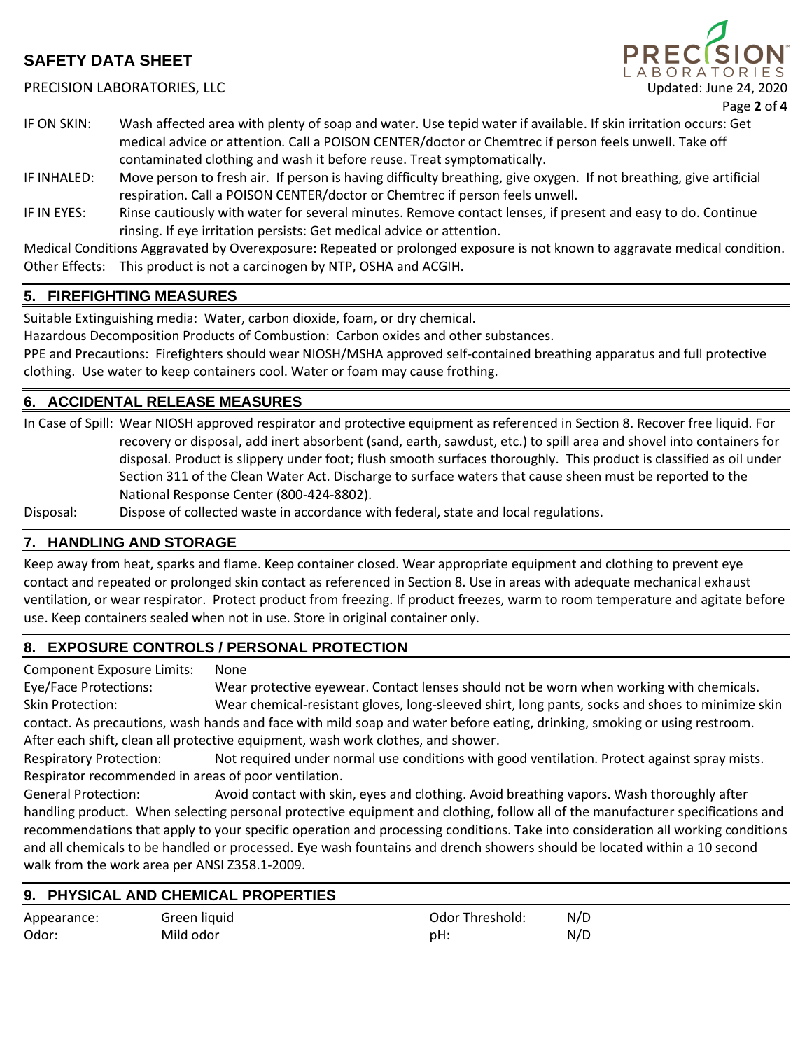IF ON SKIN: Wash affected area with plenty of soap and water. Use tepid water if available. If skin irritation occurs: Get medical advice or attention. Call a POISON CENTER/doctor or Chemtrec if person feels unwell. Take off contaminated clothing and wash it before reuse. Treat symptomatically.

IF INHALED: Move person to fresh air. If person is having difficulty breathing, give oxygen. If not breathing, give artificial respiration. Call a POISON CENTER/doctor or Chemtrec if person feels unwell.

IF IN EYES: Rinse cautiously with water for several minutes. Remove contact lenses, if present and easy to do. Continue rinsing. If eye irritation persists: Get medical advice or attention.

Medical Conditions Aggravated by Overexposure: Repeated or prolonged exposure is not known to aggravate medical condition.

Other Effects: This product is not a carcinogen by NTP, OSHA and ACGIH.

## 5. FIREFIGHTING MEASURES

Suitable Extinguishing media: Water, carbon dioxide, foam, or dry chemical.

Hazardous Decomposition Products of Combustion: Carbon oxides and other substances.

PPE and Precautions: Firefighters should wear NIOSH/MSHA approved self-contained breathing apparatus and full protective clothing. Use water to keep containers cool. Water or foam may cause frothing.

## 6. ACCIDENTAL RELEASE MEASURES

In Case of Spill: Wear NIOSH approved respirator and protective equipment as referenced in Section 8. Recover free liquid. For recovery or disposal, add inert absorbent (sand, earth, sawdust, etc.) to spill area and shovel into containers for disposal. Product is slippery under foot; flush smooth surfaces thoroughly. This product is classified as oil under Section 311 of the Clean Water Act. Discharge to surface waters that cause sheen must be reported to the National Response Center (800-424-8802).

Disposal: Dispose of collected waste in accordance with federal, state and local regulations.

## 7. HANDLING AND STORAGE

Keep away from heat, sparks and flame. Keep container closed. Wear appropriate equipment and clothing to prevent eye contact and repeated or prolonged skin contact as referenced in Section 8. Use in areas with adequate mechanical exhaust ventilation, or wear respirator. Protect product from freezing. If product freezes, warm to room temperature and agitate before use. Keep containers sealed when not in use. Store in original container only.

## 8. EXPOSURE CONTROLS / PERSONAL PROTECTION

Component Exposure Limits: None

Eye/Face Protections: Wear protective eyewear. Contact lenses should not be worn when working with chemicals.

Skin Protection: Wear chemical-resistant gloves, long-sleeved shirt, long pants, socks and shoes to minimize skin contact. As precautions, wash hands and face with mild soap and water before eating, drinking, smoking or using restroom. After each shift, clean all protective equipment, wash work clothes, and shower.

Respiratory Protection: Not required under normal use conditions with good ventilation. Protect against spray mists. Respirator recommended in areas of poor ventilation.

General Protection: Avoid contact with skin, eyes and clothing. Avoid breathing vapors. Wash thoroughly after handling product. When selecting personal protective equipment and clothing, follow all of the manufacturer specifications and recommendations that apply to your specific operation and processing conditions. Take into consideration all working conditions and all chemicals to be handled or processed. Eye wash fountains and drench showers should be located within a 10 second walk from the work area per ANSI Z358.1-2009.

## 9. PHYSICAL AND CHEMICAL PROPERTIES

| | | | |
|---|---|---|---|
| Appearance: | Green liquid | Odor Threshold: | N/D |
| Odor: | Mild odor | pH: | N/D |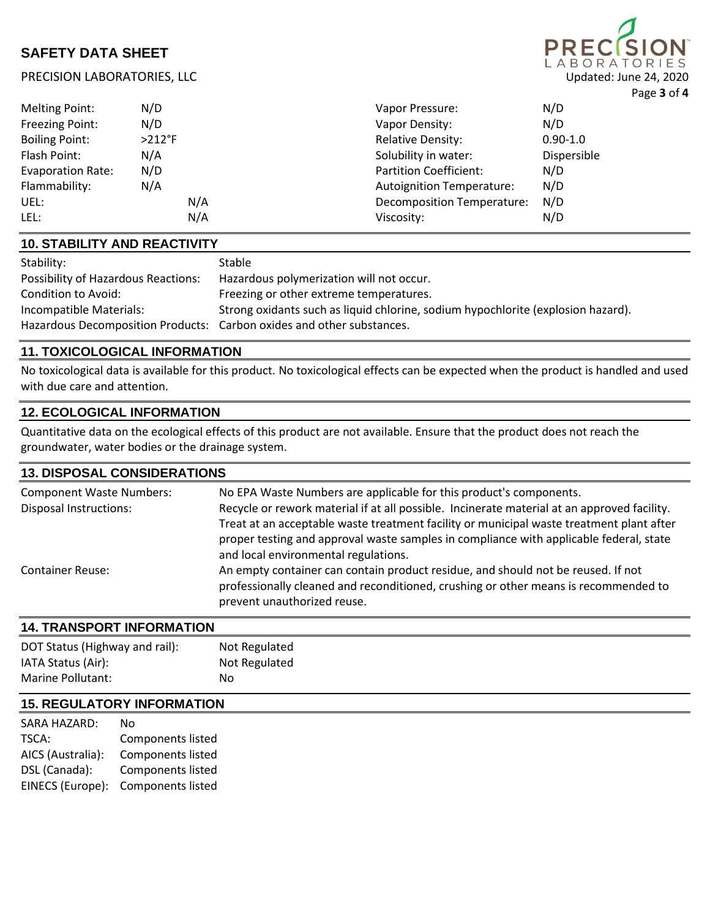| | | | |
|---|---|---|---|
| Melting Point: | N/D | Vapor Pressure: | N/D |
| Freezing Point: | N/D | Vapor Density: | N/D |
| Boiling Point: | >212°F | Relative Density: | 0.90-1.0 |
| Flash Point: | N/A | Solubility in water: | Dispersible |
| Evaporation Rate: | N/D | Partition Coefficient: | N/D |
| Flammability: | N/A | Autoignition Temperature: | N/D |
| UEL: | N/A | Decomposition Temperature: | N/D |
| LEL: | N/A | Viscosity: | N/D |

## 10. STABILITY AND REACTIVITY

| | |
|---|---|
| Stability: | Stable |
| Possibility of Hazardous Reactions: | Hazardous polymerization will not occur. |
| Condition to Avoid: | Freezing or other extreme temperatures. |
| Incompatible Materials: | Strong oxidants such as liquid chlorine, sodium hypochlorite (explosion hazard). |
| Hazardous Decomposition Products: | Carbon oxides and other substances. |

## 11. TOXICOLOGICAL INFORMATION

No toxicological data is available for this product. No toxicological effects can be expected when the product is handled and used with due care and attention.

## 12. ECOLOGICAL INFORMATION

Quantitative data on the ecological effects of this product are not available. Ensure that the product does not reach the groundwater, water bodies or the drainage system.

## 13. DISPOSAL CONSIDERATIONS

| | |
|---|---|
| Component Waste Numbers: | No EPA Waste Numbers are applicable for this product's components. |
| Disposal Instructions: | Recycle or rework material if at all possible. Incinerate material at an approved facility. Treat at an acceptable waste treatment facility or municipal waste treatment plant after proper testing and approval waste samples in compliance with applicable federal, state and local environmental regulations. |
| Container Reuse: | An empty container can contain product residue, and should not be reused. If not professionally cleaned and reconditioned, crushing or other means is recommended to prevent unauthorized reuse. |

## 14. TRANSPORT INFORMATION

| | |
|---|---|
| DOT Status (Highway and rail): | Not Regulated |
| IATA Status (Air): | Not Regulated |
| Marine Pollutant: | No |

## 15. REGULATORY INFORMATION

| | |
|---|---|
| SARA HAZARD: | No |
| TSCA: | Components listed |
| AICS (Australia): | Components listed |
| DSL (Canada): | Components listed |
| EINECS (Europe): | Components listed |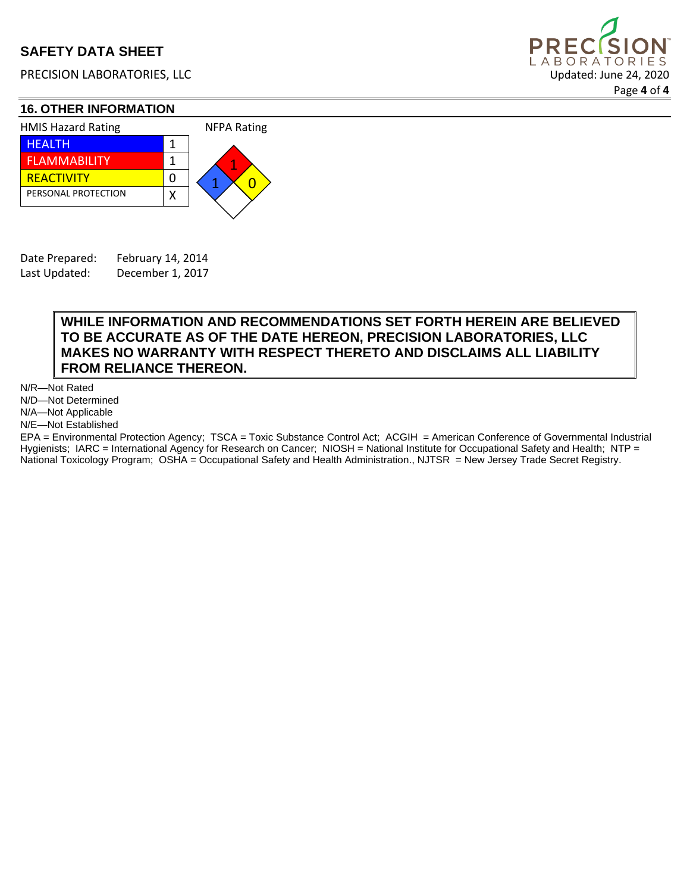## 16. OTHER INFORMATION

HMIS Hazard Rating

| | |
|---|---|
| HEALTH | 1 |
| FLAMMABILITY | 1 |
| REACTIVITY | 0 |
| PERSONAL PROTECTION | X |

NFPA Rating

1
1
0

Date Prepared: February 14, 2014
Last Updated: December 1, 2017

**WHILE INFORMATION AND RECOMMENDATIONS SET FORTH HEREIN ARE BELIEVED TO BE ACCURATE AS OF THE DATE HEREON, PRECISION LABORATORIES, LLC MAKES NO WARRANTY WITH RESPECT THERETO AND DISCLAIMS ALL LIABILITY FROM RELIANCE THEREON.**

N/R—Not Rated
N/D—Not Determined
N/A—Not Applicable
N/E—Not Established

EPA = Environmental Protection Agency; TSCA = Toxic Substance Control Act; ACGIH = American Conference of Governmental Industrial Hygienists; IARC = International Agency for Research on Cancer; NIOSH = National Institute for Occupational Safety and Health; NTP = National Toxicology Program; OSHA = Occupational Safety and Health Administration., NJTSR = New Jersey Trade Secret Registry.